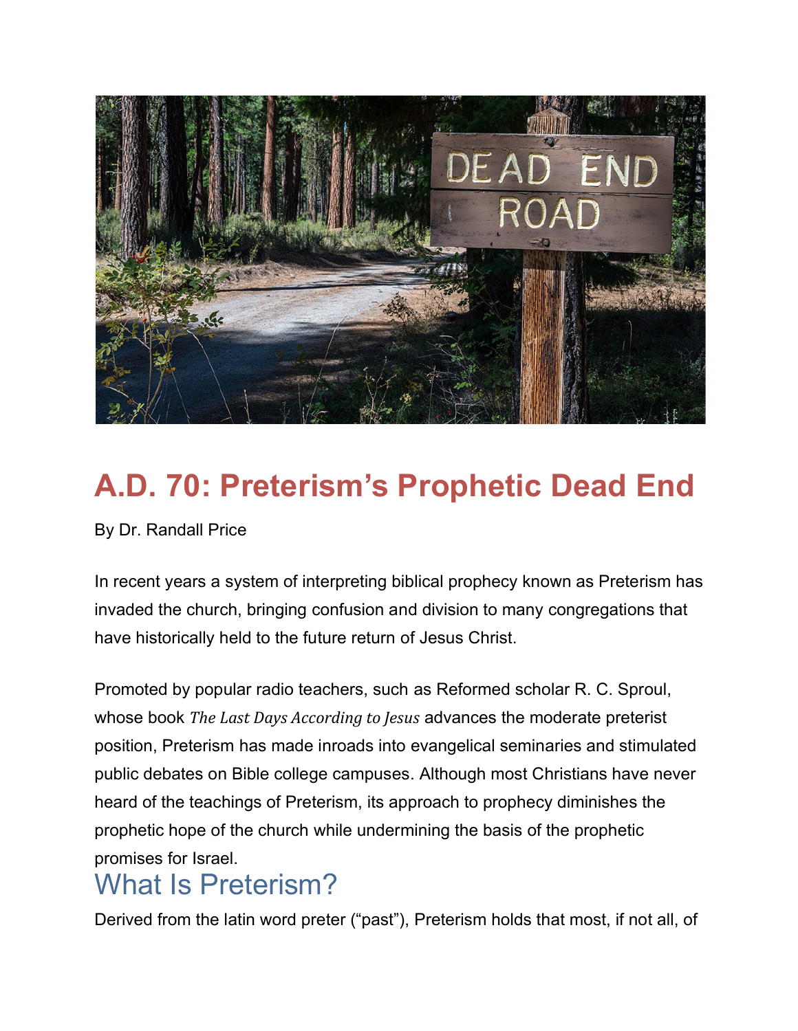# A.D. 70: Preterism's Prophetic Dead End

By Dr. Randall Price

In recent years a system of interpreting biblical prophecy known as Preterism has invaded the church, bringing confusion and division to many congregations that have historically held to the future return of Jesus Christ.

Promoted by popular radio teachers, such as Reformed scholar R. C. Sproul, whose book *The Last Days According to Jesus* advances the moderate preterist position, Preterism has made inroads into evangelical seminaries and stimulated public debates on Bible college campuses. Although most Christians have never heard of the teachings of Preterism, its approach to prophecy diminishes the prophetic hope of the church while undermining the basis of the prophetic promises for Israel.

## What Is Preterism?

Derived from the latin word preter ("past"), Preterism holds that most, if not all, of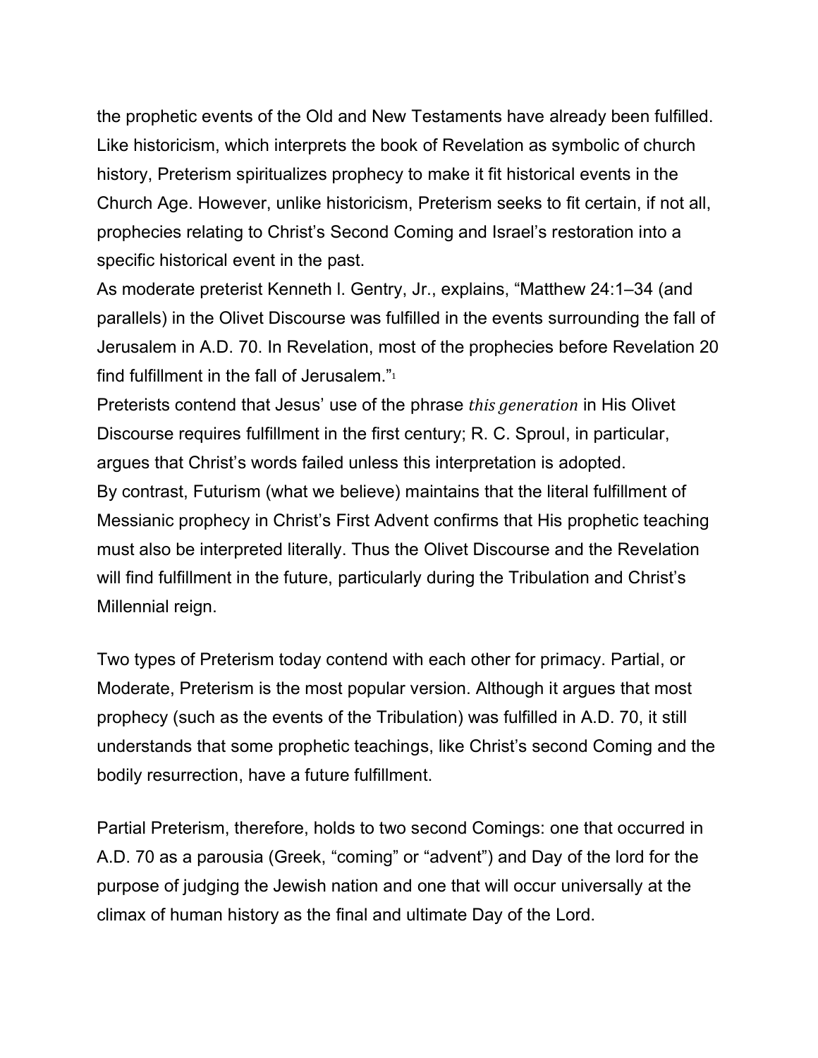the prophetic events of the Old and New Testaments have already been fulfilled. Like historicism, which interprets the book of Revelation as symbolic of church history, Preterism spiritualizes prophecy to make it fit historical events in the Church Age. However, unlike historicism, Preterism seeks to fit certain, if not all, prophecies relating to Christ's Second Coming and Israel's restoration into a specific historical event in the past.

As moderate preterist Kenneth l. Gentry, Jr., explains, "Matthew 24:1–34 (and parallels) in the Olivet Discourse was fulfilled in the events surrounding the fall of Jerusalem in A.D. 70. In Revelation, most of the prophecies before Revelation 20 find fulfillment in the fall of Jerusalem."[1]

Preterists contend that Jesus' use of the phrase *this generation* in His Olivet Discourse requires fulfillment in the first century; R. C. Sproul, in particular, argues that Christ's words failed unless this interpretation is adopted.

By contrast, Futurism (what we believe) maintains that the literal fulfillment of Messianic prophecy in Christ's First Advent confirms that His prophetic teaching must also be interpreted literally. Thus the Olivet Discourse and the Revelation will find fulfillment in the future, particularly during the Tribulation and Christ's Millennial reign.

Two types of Preterism today contend with each other for primacy. Partial, or Moderate, Preterism is the most popular version. Although it argues that most prophecy (such as the events of the Tribulation) was fulfilled in A.D. 70, it still understands that some prophetic teachings, like Christ's second Coming and the bodily resurrection, have a future fulfillment.

Partial Preterism, therefore, holds to two second Comings: one that occurred in A.D. 70 as a parousia (Greek, "coming" or "advent") and Day of the lord for the purpose of judging the Jewish nation and one that will occur universally at the climax of human history as the final and ultimate Day of the Lord.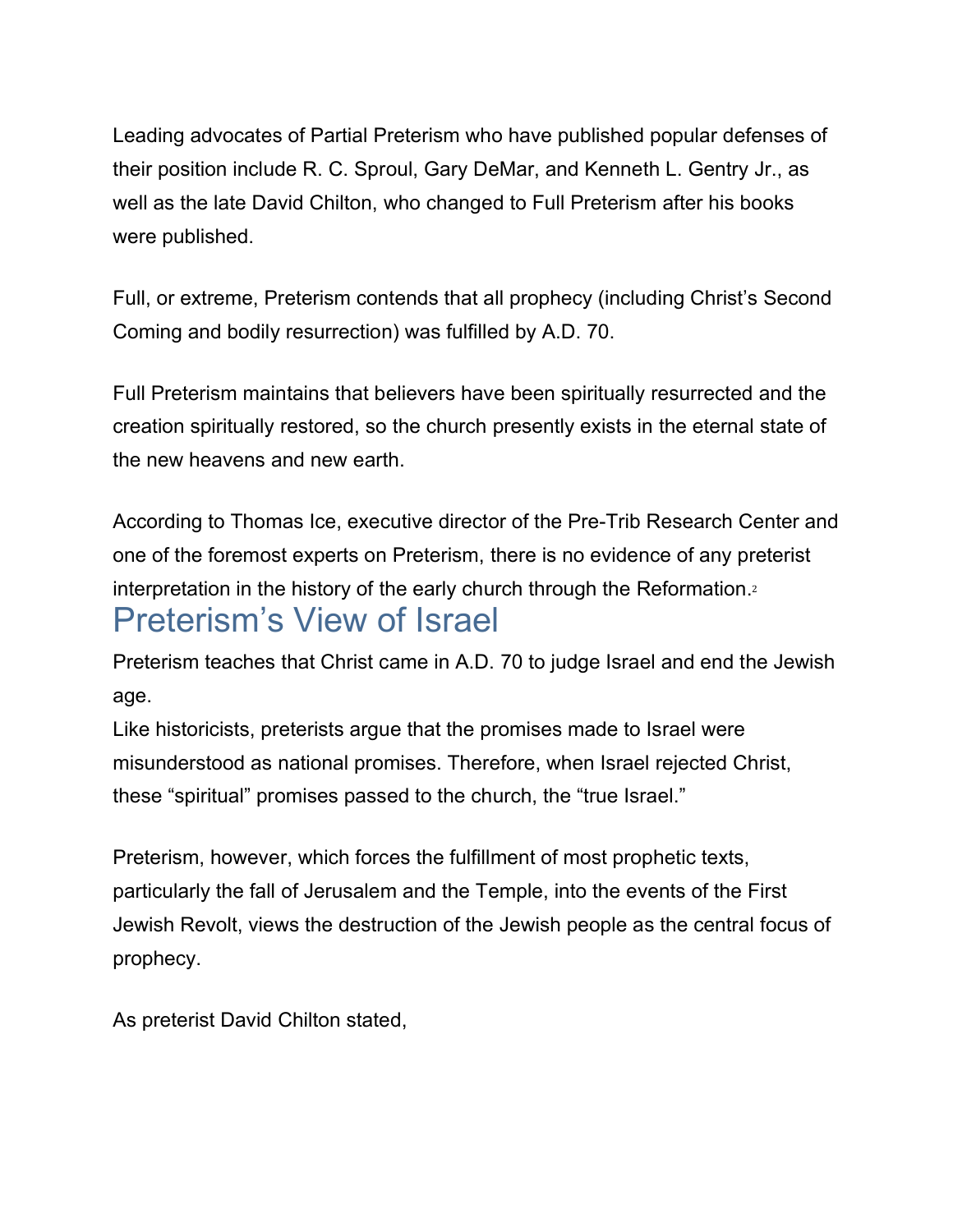Leading advocates of Partial Preterism who have published popular defenses of their position include R. C. Sproul, Gary DeMar, and Kenneth L. Gentry Jr., as well as the late David Chilton, who changed to Full Preterism after his books were published.

Full, or extreme, Preterism contends that all prophecy (including Christ's Second Coming and bodily resurrection) was fulfilled by A.D. 70.

Full Preterism maintains that believers have been spiritually resurrected and the creation spiritually restored, so the church presently exists in the eternal state of the new heavens and new earth.

According to Thomas Ice, executive director of the Pre-Trib Research Center and one of the foremost experts on Preterism, there is no evidence of any preterist interpretation in the history of the early church through the Reformation.[2]

## Preterism's View of Israel

Preterism teaches that Christ came in A.D. 70 to judge Israel and end the Jewish age.

Like historicists, preterists argue that the promises made to Israel were misunderstood as national promises. Therefore, when Israel rejected Christ, these "spiritual" promises passed to the church, the "true Israel."

Preterism, however, which forces the fulfillment of most prophetic texts, particularly the fall of Jerusalem and the Temple, into the events of the First Jewish Revolt, views the destruction of the Jewish people as the central focus of prophecy.

As preterist David Chilton stated,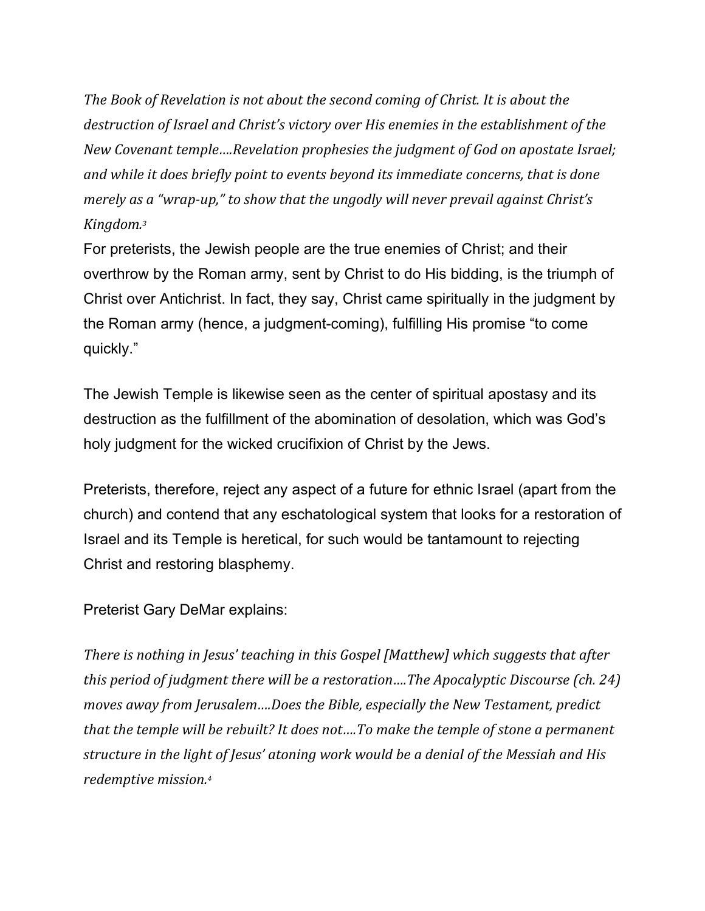*The Book of Revelation is not about the second coming of Christ. It is about the destruction of Israel and Christ's victory over His enemies in the establishment of the New Covenant temple….Revelation prophesies the judgment of God on apostate Israel; and while it does briefly point to events beyond its immediate concerns, that is done merely as a "wrap-up," to show that the ungodly will never prevail against Christ's Kingdom.*[3]

For preterists, the Jewish people are the true enemies of Christ; and their overthrow by the Roman army, sent by Christ to do His bidding, is the triumph of Christ over Antichrist. In fact, they say, Christ came spiritually in the judgment by the Roman army (hence, a judgment-coming), fulfilling His promise "to come quickly."

The Jewish Temple is likewise seen as the center of spiritual apostasy and its destruction as the fulfillment of the abomination of desolation, which was God's holy judgment for the wicked crucifixion of Christ by the Jews.

Preterists, therefore, reject any aspect of a future for ethnic Israel (apart from the church) and contend that any eschatological system that looks for a restoration of Israel and its Temple is heretical, for such would be tantamount to rejecting Christ and restoring blasphemy.

Preterist Gary DeMar explains:

*There is nothing in Jesus' teaching in this Gospel [Matthew] which suggests that after this period of judgment there will be a restoration….The Apocalyptic Discourse (ch. 24) moves away from Jerusalem….Does the Bible, especially the New Testament, predict that the temple will be rebuilt? It does not….To make the temple of stone a permanent structure in the light of Jesus' atoning work would be a denial of the Messiah and His redemptive mission.*[4]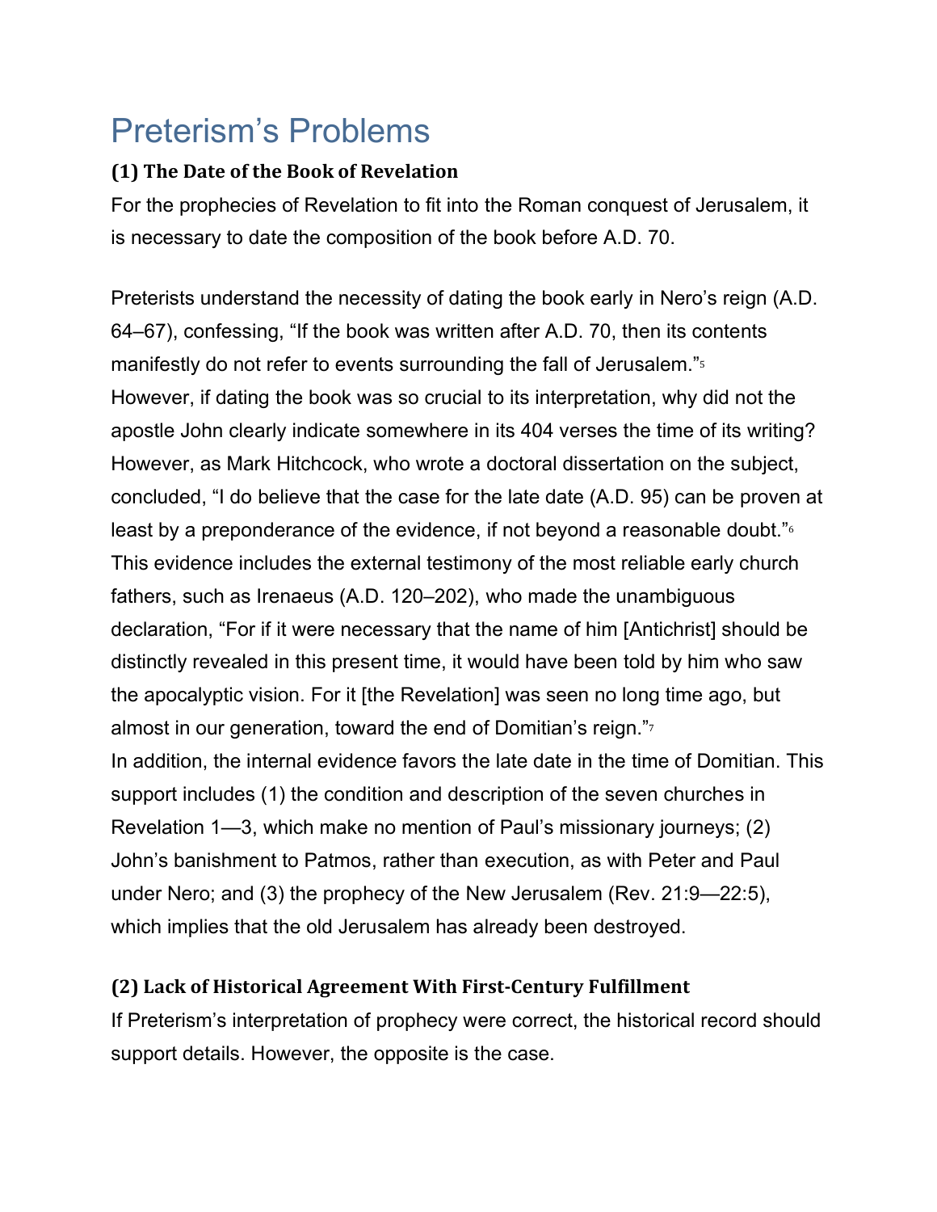# Preterism's Problems

### (1) The Date of the Book of Revelation

For the prophecies of Revelation to fit into the Roman conquest of Jerusalem, it is necessary to date the composition of the book before A.D. 70.

Preterists understand the necessity of dating the book early in Nero's reign (A.D. 64–67), confessing, "If the book was written after A.D. 70, then its contents manifestly do not refer to events surrounding the fall of Jerusalem."[5]
However, if dating the book was so crucial to its interpretation, why did not the apostle John clearly indicate somewhere in its 404 verses the time of its writing? However, as Mark Hitchcock, who wrote a doctoral dissertation on the subject, concluded, "I do believe that the case for the late date (A.D. 95) can be proven at least by a preponderance of the evidence, if not beyond a reasonable doubt."[6]
This evidence includes the external testimony of the most reliable early church fathers, such as Irenaeus (A.D. 120–202), who made the unambiguous declaration, "For if it were necessary that the name of him [Antichrist] should be distinctly revealed in this present time, it would have been told by him who saw the apocalyptic vision. For it [the Revelation] was seen no long time ago, but almost in our generation, toward the end of Domitian's reign."[7]
In addition, the internal evidence favors the late date in the time of Domitian. This support includes (1) the condition and description of the seven churches in Revelation 1—3, which make no mention of Paul's missionary journeys; (2) John's banishment to Patmos, rather than execution, as with Peter and Paul under Nero; and (3) the prophecy of the New Jerusalem (Rev. 21:9—22:5), which implies that the old Jerusalem has already been destroyed.

### (2) Lack of Historical Agreement With First-Century Fulfillment

If Preterism's interpretation of prophecy were correct, the historical record should support details. However, the opposite is the case.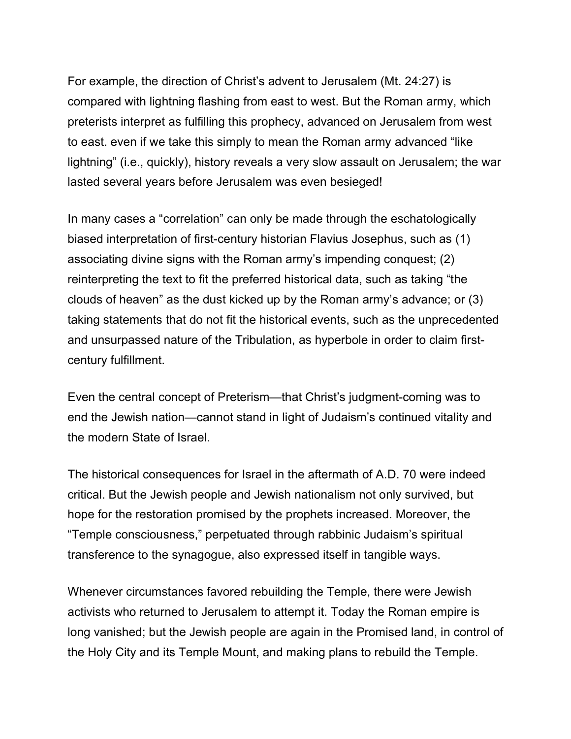For example, the direction of Christ's advent to Jerusalem (Mt. 24:27) is compared with lightning flashing from east to west. But the Roman army, which preterists interpret as fulfilling this prophecy, advanced on Jerusalem from west to east. even if we take this simply to mean the Roman army advanced "like lightning" (i.e., quickly), history reveals a very slow assault on Jerusalem; the war lasted several years before Jerusalem was even besieged!

In many cases a "correlation" can only be made through the eschatologically biased interpretation of first-century historian Flavius Josephus, such as (1) associating divine signs with the Roman army's impending conquest; (2) reinterpreting the text to fit the preferred historical data, such as taking "the clouds of heaven" as the dust kicked up by the Roman army's advance; or (3) taking statements that do not fit the historical events, such as the unprecedented and unsurpassed nature of the Tribulation, as hyperbole in order to claim first-century fulfillment.

Even the central concept of Preterism—that Christ's judgment-coming was to end the Jewish nation—cannot stand in light of Judaism's continued vitality and the modern State of Israel.

The historical consequences for Israel in the aftermath of A.D. 70 were indeed critical. But the Jewish people and Jewish nationalism not only survived, but hope for the restoration promised by the prophets increased. Moreover, the "Temple consciousness," perpetuated through rabbinic Judaism's spiritual transference to the synagogue, also expressed itself in tangible ways.

Whenever circumstances favored rebuilding the Temple, there were Jewish activists who returned to Jerusalem to attempt it. Today the Roman empire is long vanished; but the Jewish people are again in the Promised land, in control of the Holy City and its Temple Mount, and making plans to rebuild the Temple.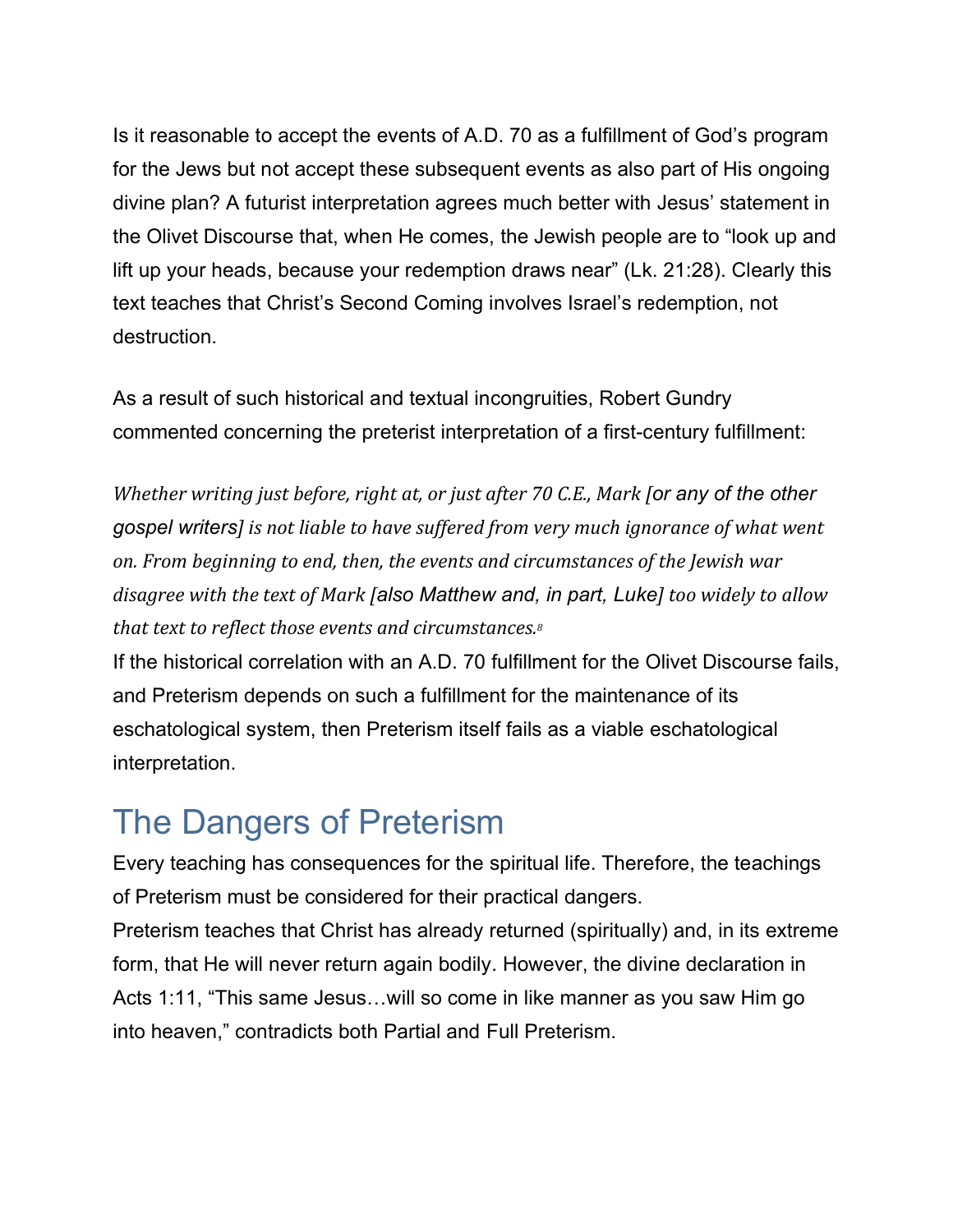Is it reasonable to accept the events of A.D. 70 as a fulfillment of God's program for the Jews but not accept these subsequent events as also part of His ongoing divine plan? A futurist interpretation agrees much better with Jesus' statement in the Olivet Discourse that, when He comes, the Jewish people are to "look up and lift up your heads, because your redemption draws near" (Lk. 21:28). Clearly this text teaches that Christ's Second Coming involves Israel's redemption, not destruction.

As a result of such historical and textual incongruities, Robert Gundry commented concerning the preterist interpretation of a first-century fulfillment:

*Whether writing just before, right at, or just after 70 C.E., Mark [or any of the other gospel writers] is not liable to have suffered from very much ignorance of what went on. From beginning to end, then, the events and circumstances of the Jewish war disagree with the text of Mark [also Matthew and, in part, Luke] too widely to allow that text to reflect those events and circumstances.*[8]

If the historical correlation with an A.D. 70 fulfillment for the Olivet Discourse fails, and Preterism depends on such a fulfillment for the maintenance of its eschatological system, then Preterism itself fails as a viable eschatological interpretation.

## The Dangers of Preterism

Every teaching has consequences for the spiritual life. Therefore, the teachings of Preterism must be considered for their practical dangers.

Preterism teaches that Christ has already returned (spiritually) and, in its extreme form, that He will never return again bodily. However, the divine declaration in Acts 1:11, "This same Jesus…will so come in like manner as you saw Him go into heaven," contradicts both Partial and Full Preterism.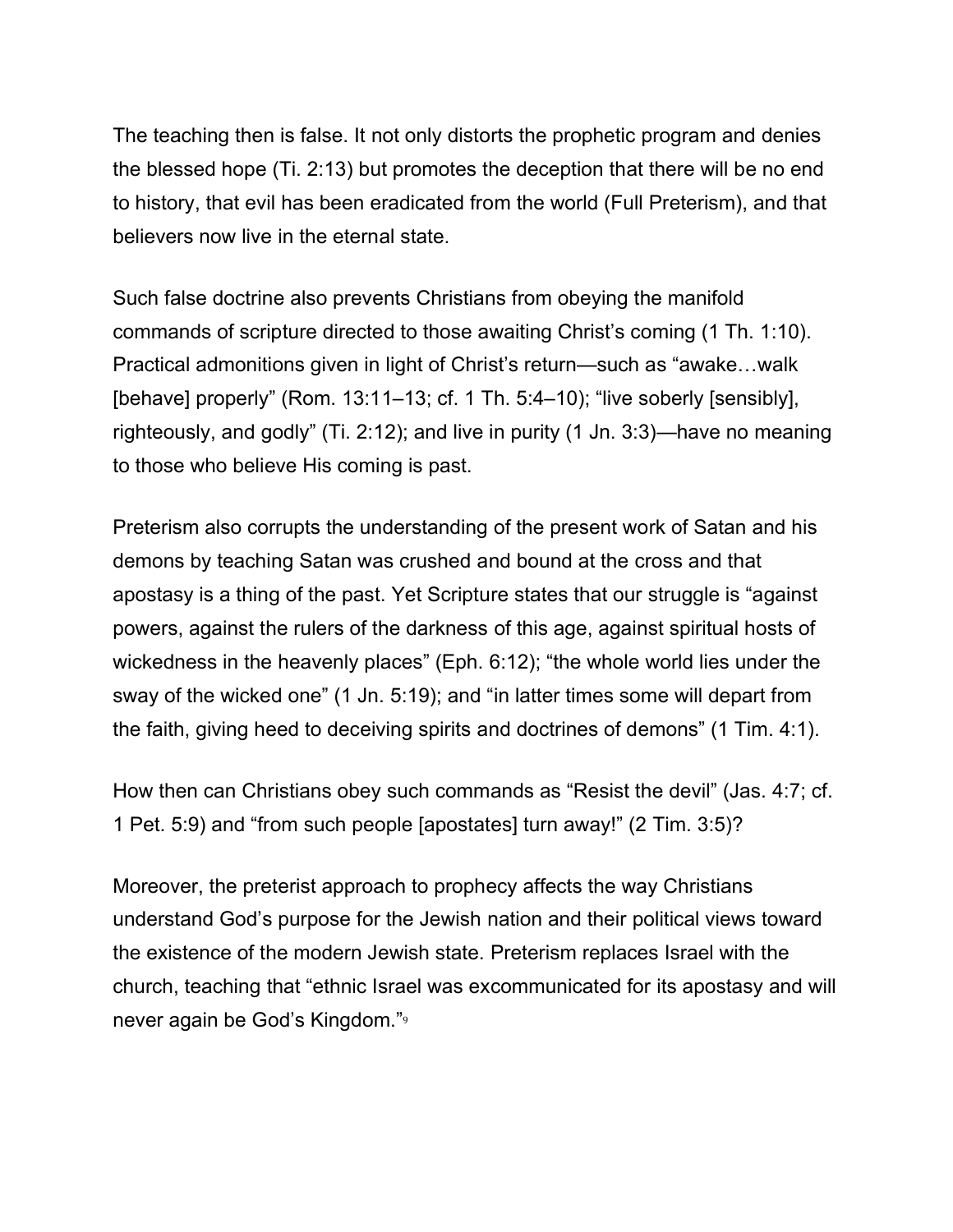The teaching then is false. It not only distorts the prophetic program and denies the blessed hope (Ti. 2:13) but promotes the deception that there will be no end to history, that evil has been eradicated from the world (Full Preterism), and that believers now live in the eternal state.

Such false doctrine also prevents Christians from obeying the manifold commands of scripture directed to those awaiting Christ's coming (1 Th. 1:10). Practical admonitions given in light of Christ's return—such as "awake…walk [behave] properly" (Rom. 13:11–13; cf. 1 Th. 5:4–10); "live soberly [sensibly], righteously, and godly" (Ti. 2:12); and live in purity (1 Jn. 3:3)—have no meaning to those who believe His coming is past.

Preterism also corrupts the understanding of the present work of Satan and his demons by teaching Satan was crushed and bound at the cross and that apostasy is a thing of the past. Yet Scripture states that our struggle is "against powers, against the rulers of the darkness of this age, against spiritual hosts of wickedness in the heavenly places" (Eph. 6:12); "the whole world lies under the sway of the wicked one" (1 Jn. 5:19); and "in latter times some will depart from the faith, giving heed to deceiving spirits and doctrines of demons" (1 Tim. 4:1).

How then can Christians obey such commands as "Resist the devil" (Jas. 4:7; cf. 1 Pet. 5:9) and "from such people [apostates] turn away!" (2 Tim. 3:5)?

Moreover, the preterist approach to prophecy affects the way Christians understand God's purpose for the Jewish nation and their political views toward the existence of the modern Jewish state. Preterism replaces Israel with the church, teaching that "ethnic Israel was excommunicated for its apostasy and will never again be God's Kingdom."[9]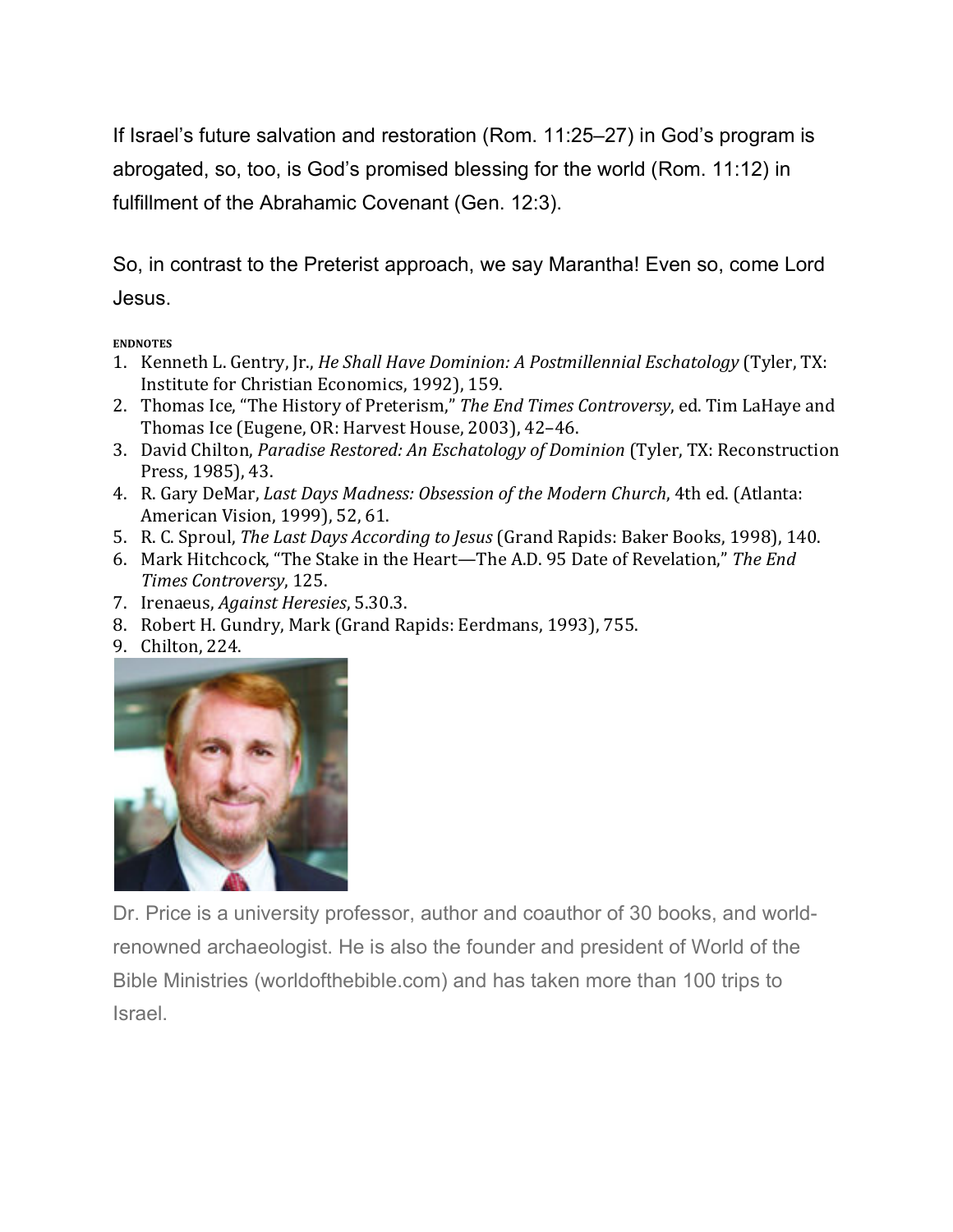If Israel's future salvation and restoration (Rom. 11:25–27) in God's program is abrogated, so, too, is God's promised blessing for the world (Rom. 11:12) in fulfillment of the Abrahamic Covenant (Gen. 12:3).

So, in contrast to the Preterist approach, we say Marantha! Even so, come Lord Jesus.

**ENDNOTES**

1. Kenneth L. Gentry, Jr., *He Shall Have Dominion: A Postmillennial Eschatology* (Tyler, TX: Institute for Christian Economics, 1992), 159.
2. Thomas Ice, "The History of Preterism," *The End Times Controversy*, ed. Tim LaHaye and Thomas Ice (Eugene, OR: Harvest House, 2003), 42–46.
3. David Chilton, *Paradise Restored: An Eschatology of Dominion* (Tyler, TX: Reconstruction Press, 1985), 43.
4. R. Gary DeMar, *Last Days Madness: Obsession of the Modern Church*, 4th ed. (Atlanta: American Vision, 1999), 52, 61.
5. R. C. Sproul, *The Last Days According to Jesus* (Grand Rapids: Baker Books, 1998), 140.
6. Mark Hitchcock, "The Stake in the Heart—The A.D. 95 Date of Revelation," *The End Times Controversy*, 125.
7. Irenaeus, *Against Heresies*, 5.30.3.
8. Robert H. Gundry, Mark (Grand Rapids: Eerdmans, 1993), 755.
9. Chilton, 224.

Dr. Price is a university professor, author and coauthor of 30 books, and world-renowned archaeologist. He is also the founder and president of World of the Bible Ministries (worldofthebible.com) and has taken more than 100 trips to Israel.